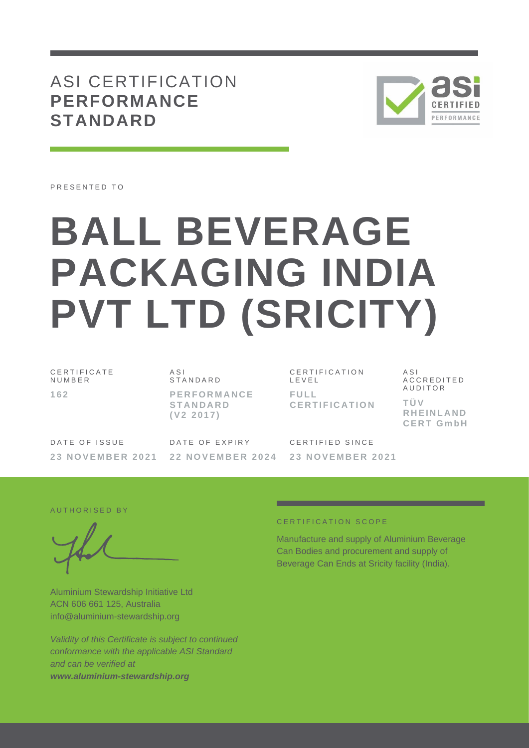# ASI CERTIFICATION **PERFORMANCE STANDARD**

PRESENTED TO

# BALL BEVERAGE PACKAGING INDIA PVT LTD (SRICITY)

| CERTIFICATE NUMBER | ASI STANDARD | CERTIFICATION LEVEL | ASI ACCREDITED AUDITOR |
|---|---|---|---|
| **162** | **PERFORMANCE STANDARD (V2 2017)** | **FULL CERTIFICATION** | **TÜV RHEINLAND CERT GmbH** |

| DATE OF ISSUE | DATE OF EXPIRY | CERTIFIED SINCE |
|---|---|---|
| **23 NOVEMBER 2021** | **22 NOVEMBER 2024** | **23 NOVEMBER 2021** |

AUTHORISED BY

Aluminium Stewardship Initiative Ltd
ACN 606 661 125, Australia
info@aluminium-stewardship.org

*Validity of this Certificate is subject to continued conformance with the applicable ASI Standard and can be verified at **www.aluminium-stewardship.org***

CERTIFICATION SCOPE

Manufacture and supply of Aluminium Beverage Can Bodies and procurement and supply of Beverage Can Ends at Sricity facility (India).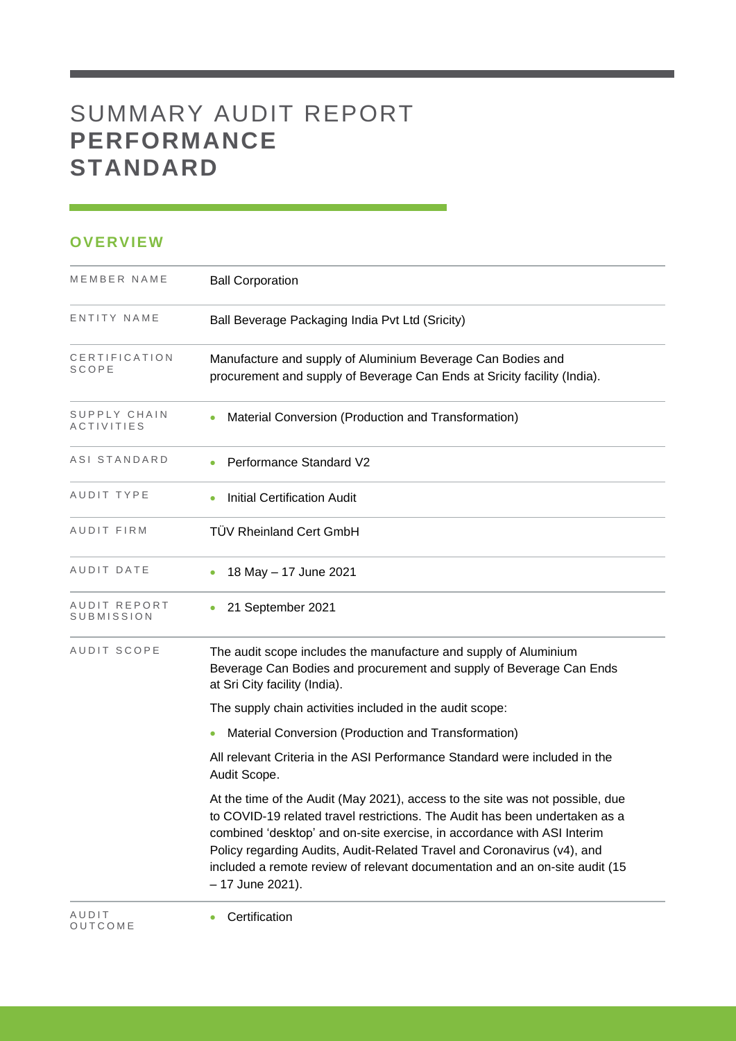# SUMMARY AUDIT REPORT **PERFORMANCE STANDARD**

## OVERVIEW

| | |
|---|---|
| MEMBER NAME | Ball Corporation |
| ENTITY NAME | Ball Beverage Packaging India Pvt Ltd (Sricity) |
| CERTIFICATION SCOPE | Manufacture and supply of Aluminium Beverage Can Bodies and procurement and supply of Beverage Can Ends at Sricity facility (India). |
| SUPPLY CHAIN ACTIVITIES | • Material Conversion (Production and Transformation) |
| ASI STANDARD | • Performance Standard V2 |
| AUDIT TYPE | • Initial Certification Audit |
| AUDIT FIRM | TÜV Rheinland Cert GmbH |
| AUDIT DATE | • 18 May – 17 June 2021 |
| AUDIT REPORT SUBMISSION | • 21 September 2021 |
| AUDIT SCOPE | The audit scope includes the manufacture and supply of Aluminium Beverage Can Bodies and procurement and supply of Beverage Can Ends at Sri City facility (India).<br><br>The supply chain activities included in the audit scope:<br><br>• Material Conversion (Production and Transformation)<br><br>All relevant Criteria in the ASI Performance Standard were included in the Audit Scope.<br><br>At the time of the Audit (May 2021), access to the site was not possible, due to COVID-19 related travel restrictions. The Audit has been undertaken as a combined 'desktop' and on-site exercise, in accordance with ASI Interim Policy regarding Audits, Audit-Related Travel and Coronavirus (v4), and included a remote review of relevant documentation and an on-site audit (15 – 17 June 2021). |
| AUDIT OUTCOME | • Certification |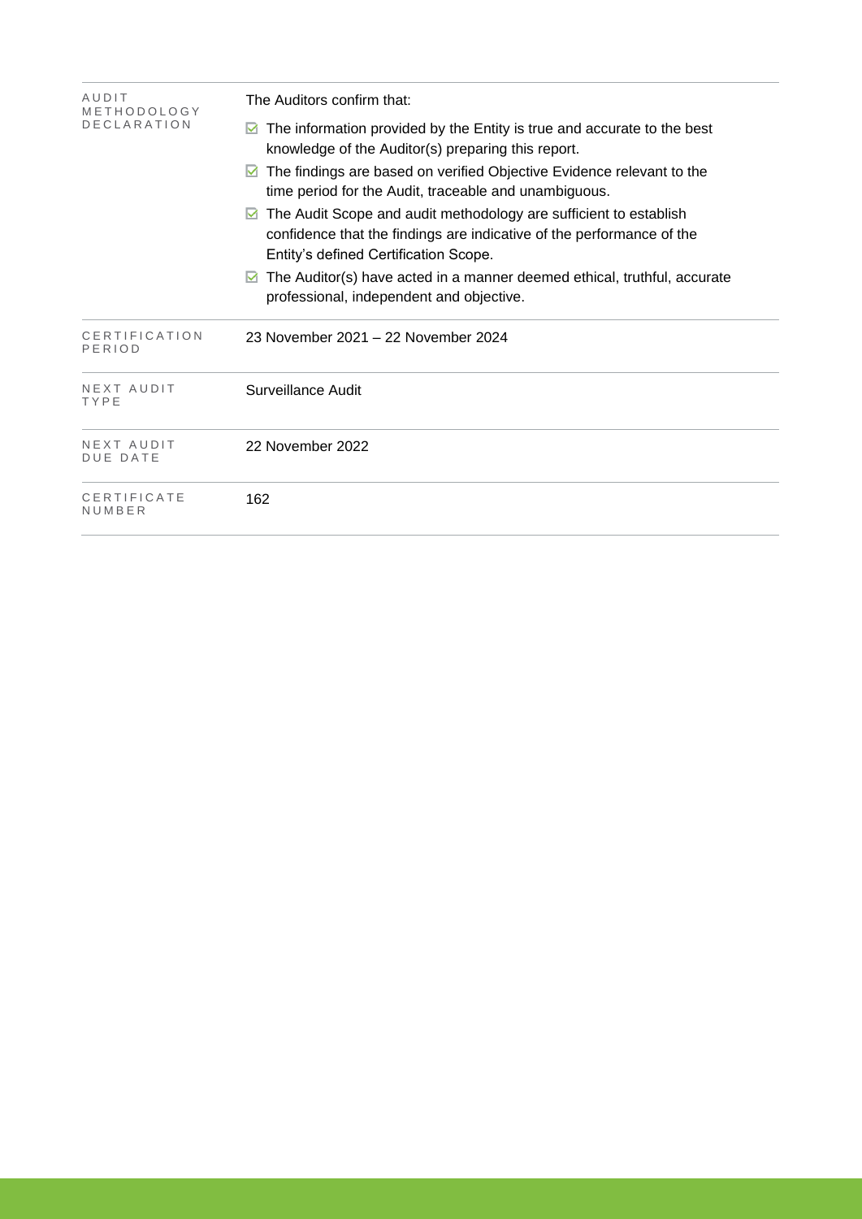| | |
|---|---|
| AUDIT METHODOLOGY DECLARATION | The Auditors confirm that:<br>☑ The information provided by the Entity is true and accurate to the best knowledge of the Auditor(s) preparing this report.<br>☑ The findings are based on verified Objective Evidence relevant to the time period for the Audit, traceable and unambiguous.<br>☑ The Audit Scope and audit methodology are sufficient to establish confidence that the findings are indicative of the performance of the Entity's defined Certification Scope.<br>☑ The Auditor(s) have acted in a manner deemed ethical, truthful, accurate professional, independent and objective. |
| CERTIFICATION PERIOD | 23 November 2021 – 22 November 2024 |
| NEXT AUDIT TYPE | Surveillance Audit |
| NEXT AUDIT DUE DATE | 22 November 2022 |
| CERTIFICATE NUMBER | 162 |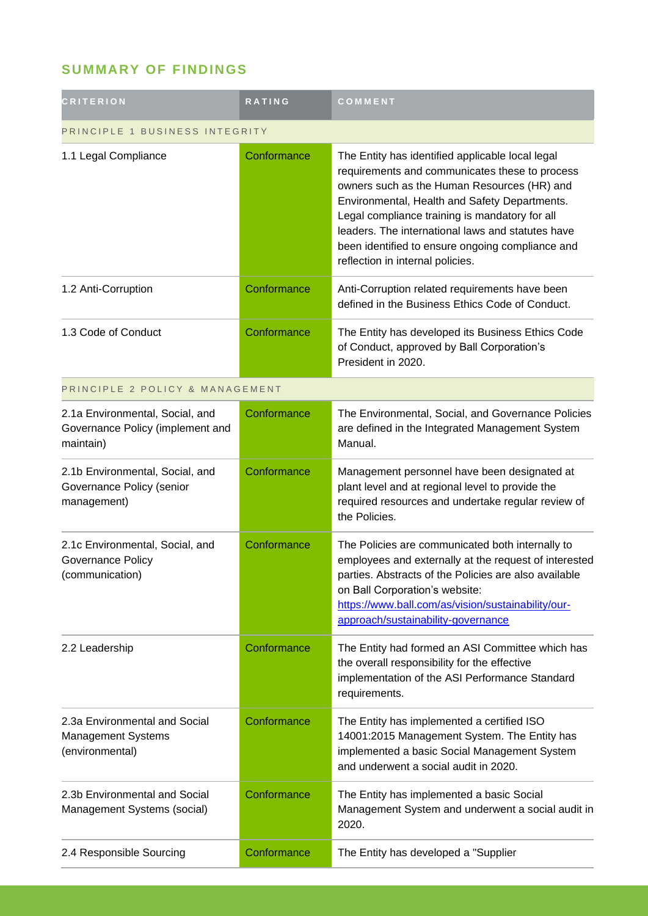## SUMMARY OF FINDINGS

| CRITERION | RATING | COMMENT |
|---|---|---|
| PRINCIPLE 1 BUSINESS INTEGRITY | | |
| 1.1 Legal Compliance | Conformance | The Entity has identified applicable local legal requirements and communicates these to process owners such as the Human Resources (HR) and Environmental, Health and Safety Departments. Legal compliance training is mandatory for all leaders. The international laws and statutes have been identified to ensure ongoing compliance and reflection in internal policies. |
| 1.2 Anti-Corruption | Conformance | Anti-Corruption related requirements have been defined in the Business Ethics Code of Conduct. |
| 1.3 Code of Conduct | Conformance | The Entity has developed its Business Ethics Code of Conduct, approved by Ball Corporation's President in 2020. |
| PRINCIPLE 2 POLICY & MANAGEMENT | | |
| 2.1a Environmental, Social, and Governance Policy (implement and maintain) | Conformance | The Environmental, Social, and Governance Policies are defined in the Integrated Management System Manual. |
| 2.1b Environmental, Social, and Governance Policy (senior management) | Conformance | Management personnel have been designated at plant level and at regional level to provide the required resources and undertake regular review of the Policies. |
| 2.1c Environmental, Social, and Governance Policy (communication) | Conformance | The Policies are communicated both internally to employees and externally at the request of interested parties. Abstracts of the Policies are also available on Ball Corporation's website: [https://www.ball.com/as/vision/sustainability/our-approach/sustainability-governance](https://www.ball.com/as/vision/sustainability/our-approach/sustainability-governance) |
| 2.2 Leadership | Conformance | The Entity had formed an ASI Committee which has the overall responsibility for the effective implementation of the ASI Performance Standard requirements. |
| 2.3a Environmental and Social Management Systems (environmental) | Conformance | The Entity has implemented a certified ISO 14001:2015 Management System. The Entity has implemented a basic Social Management System and underwent a social audit in 2020. |
| 2.3b Environmental and Social Management Systems (social) | Conformance | The Entity has implemented a basic Social Management System and underwent a social audit in 2020. |
| 2.4 Responsible Sourcing | Conformance | The Entity has developed a "Supplier |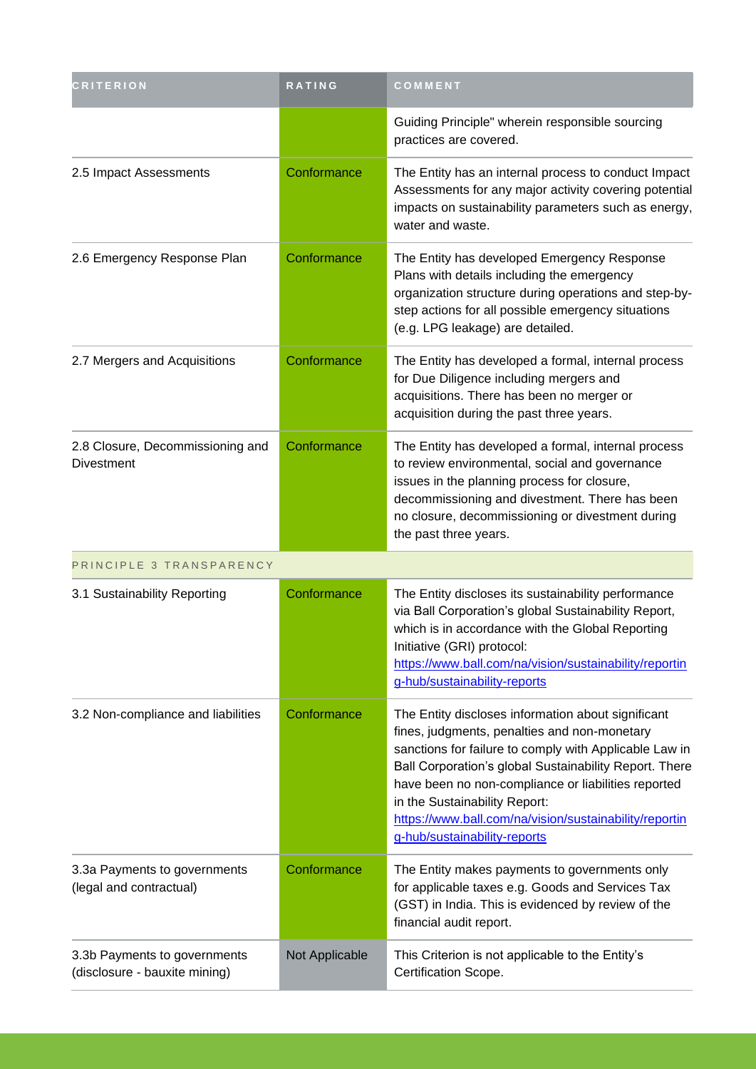| CRITERION | RATING | COMMENT |
| --- | --- | --- |
| | | Guiding Principle" wherein responsible sourcing practices are covered. |
| 2.5 Impact Assessments | Conformance | The Entity has an internal process to conduct Impact Assessments for any major activity covering potential impacts on sustainability parameters such as energy, water and waste. |
| 2.6 Emergency Response Plan | Conformance | The Entity has developed Emergency Response Plans with details including the emergency organization structure during operations and step-by-step actions for all possible emergency situations (e.g. LPG leakage) are detailed. |
| 2.7 Mergers and Acquisitions | Conformance | The Entity has developed a formal, internal process for Due Diligence including mergers and acquisitions. There has been no merger or acquisition during the past three years. |
| 2.8 Closure, Decommissioning and Divestment | Conformance | The Entity has developed a formal, internal process to review environmental, social and governance issues in the planning process for closure, decommissioning and divestment. There has been no closure, decommissioning or divestment during the past three years. |
| PRINCIPLE 3 TRANSPARENCY | | |
| 3.1 Sustainability Reporting | Conformance | The Entity discloses its sustainability performance via Ball Corporation's global Sustainability Report, which is in accordance with the Global Reporting Initiative (GRI) protocol: https://www.ball.com/na/vision/sustainability/reporting-hub/sustainability-reports |
| 3.2 Non-compliance and liabilities | Conformance | The Entity discloses information about significant fines, judgments, penalties and non-monetary sanctions for failure to comply with Applicable Law in Ball Corporation's global Sustainability Report. There have been no non-compliance or liabilities reported in the Sustainability Report: https://www.ball.com/na/vision/sustainability/reporting-hub/sustainability-reports |
| 3.3a Payments to governments (legal and contractual) | Conformance | The Entity makes payments to governments only for applicable taxes e.g. Goods and Services Tax (GST) in India. This is evidenced by review of the financial audit report. |
| 3.3b Payments to governments (disclosure - bauxite mining) | Not Applicable | This Criterion is not applicable to the Entity's Certification Scope. |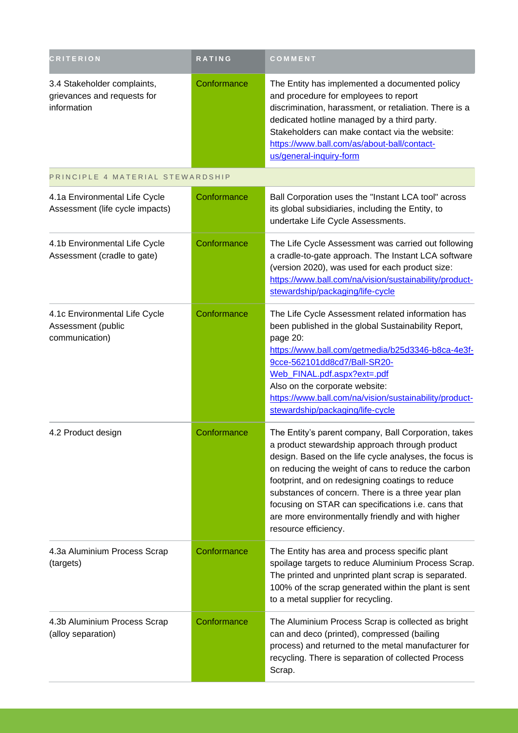| CRITERION | RATING | COMMENT |
| --- | --- | --- |
| 3.4 Stakeholder complaints, grievances and requests for information | Conformance | The Entity has implemented a documented policy and procedure for employees to report discrimination, harassment, or retaliation. There is a dedicated hotline managed by a third party. Stakeholders can make contact via the website: https://www.ball.com/as/about-ball/contact-us/general-inquiry-form |
| PRINCIPLE 4 MATERIAL STEWARDSHIP | | |
| 4.1a Environmental Life Cycle Assessment (life cycle impacts) | Conformance | Ball Corporation uses the "Instant LCA tool" across its global subsidiaries, including the Entity, to undertake Life Cycle Assessments. |
| 4.1b Environmental Life Cycle Assessment (cradle to gate) | Conformance | The Life Cycle Assessment was carried out following a cradle-to-gate approach. The Instant LCA software (version 2020), was used for each product size: https://www.ball.com/na/vision/sustainability/product-stewardship/packaging/life-cycle |
| 4.1c Environmental Life Cycle Assessment (public communication) | Conformance | The Life Cycle Assessment related information has been published in the global Sustainability Report, page 20: https://www.ball.com/getmedia/b25d3346-b8ca-4e3f-9cce-562101dd8cd7/Ball-SR20-Web_FINAL.pdf.aspx?ext=.pdf Also on the corporate website: https://www.ball.com/na/vision/sustainability/product-stewardship/packaging/life-cycle |
| 4.2 Product design | Conformance | The Entity's parent company, Ball Corporation, takes a product stewardship approach through product design. Based on the life cycle analyses, the focus is on reducing the weight of cans to reduce the carbon footprint, and on redesigning coatings to reduce substances of concern. There is a three year plan focusing on STAR can specifications i.e. cans that are more environmentally friendly and with higher resource efficiency. |
| 4.3a Aluminium Process Scrap (targets) | Conformance | The Entity has area and process specific plant spoilage targets to reduce Aluminium Process Scrap. The printed and unprinted plant scrap is separated. 100% of the scrap generated within the plant is sent to a metal supplier for recycling. |
| 4.3b Aluminium Process Scrap (alloy separation) | Conformance | The Aluminium Process Scrap is collected as bright can and deco (printed), compressed (bailing process) and returned to the metal manufacturer for recycling. There is separation of collected Process Scrap. |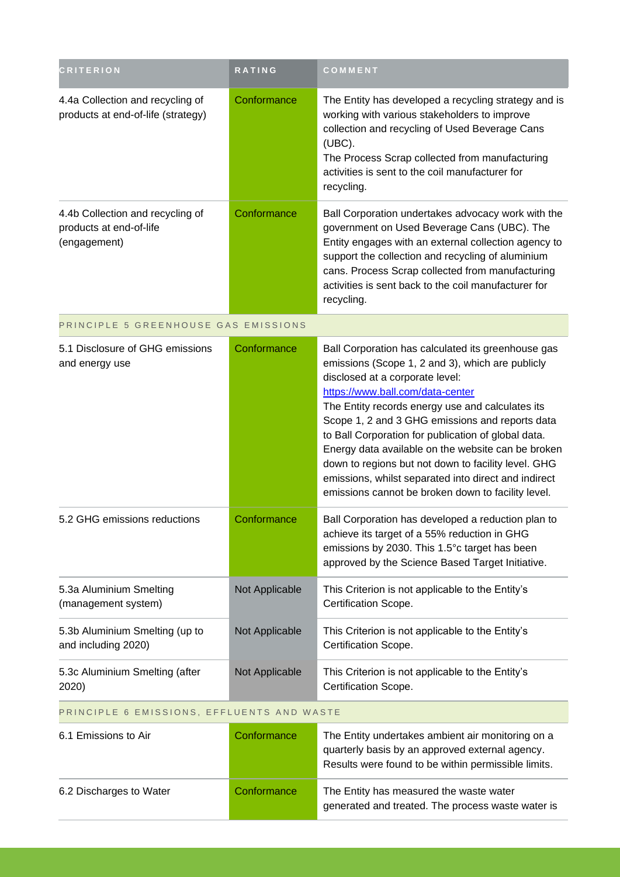| CRITERION | RATING | COMMENT |
| --- | --- | --- |
| 4.4a Collection and recycling of products at end-of-life (strategy) | Conformance | The Entity has developed a recycling strategy and is working with various stakeholders to improve collection and recycling of Used Beverage Cans (UBC).<br>The Process Scrap collected from manufacturing activities is sent to the coil manufacturer for recycling. |
| 4.4b Collection and recycling of products at end-of-life (engagement) | Conformance | Ball Corporation undertakes advocacy work with the government on Used Beverage Cans (UBC). The Entity engages with an external collection agency to support the collection and recycling of aluminium cans. Process Scrap collected from manufacturing activities is sent back to the coil manufacturer for recycling. |
| PRINCIPLE 5 GREENHOUSE GAS EMISSIONS | | |
| 5.1 Disclosure of GHG emissions and energy use | Conformance | Ball Corporation has calculated its greenhouse gas emissions (Scope 1, 2 and 3), which are publicly disclosed at a corporate level: [https://www.ball.com/data-center](https://www.ball.com/data-center)<br>The Entity records energy use and calculates its Scope 1, 2 and 3 GHG emissions and reports data to Ball Corporation for publication of global data. Energy data available on the website can be broken down to regions but not down to facility level. GHG emissions, whilst separated into direct and indirect emissions cannot be broken down to facility level. |
| 5.2 GHG emissions reductions | Conformance | Ball Corporation has developed a reduction plan to achieve its target of a 55% reduction in GHG emissions by 2030. This 1.5°c target has been approved by the Science Based Target Initiative. |
| 5.3a Aluminium Smelting (management system) | Not Applicable | This Criterion is not applicable to the Entity's Certification Scope. |
| 5.3b Aluminium Smelting (up to and including 2020) | Not Applicable | This Criterion is not applicable to the Entity's Certification Scope. |
| 5.3c Aluminium Smelting (after 2020) | Not Applicable | This Criterion is not applicable to the Entity's Certification Scope. |
| PRINCIPLE 6 EMISSIONS, EFFLUENTS AND WASTE | | |
| 6.1 Emissions to Air | Conformance | The Entity undertakes ambient air monitoring on a quarterly basis by an approved external agency. Results were found to be within permissible limits. |
| 6.2 Discharges to Water | Conformance | The Entity has measured the waste water generated and treated. The process waste water is |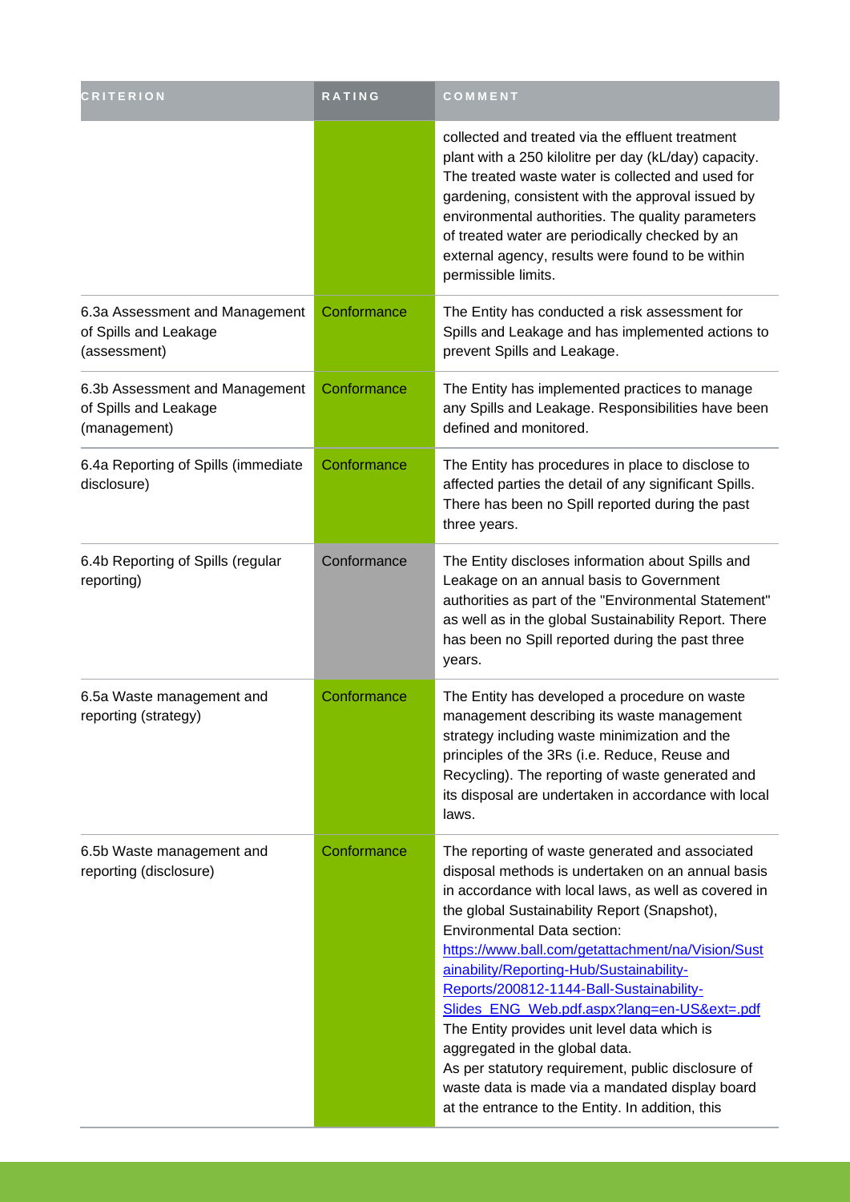| CRITERION | RATING | COMMENT |
| --- | --- | --- |
| | | collected and treated via the effluent treatment plant with a 250 kilolitre per day (kL/day) capacity. The treated waste water is collected and used for gardening, consistent with the approval issued by environmental authorities. The quality parameters of treated water are periodically checked by an external agency, results were found to be within permissible limits. |
| 6.3a Assessment and Management of Spills and Leakage (assessment) | Conformance | The Entity has conducted a risk assessment for Spills and Leakage and has implemented actions to prevent Spills and Leakage. |
| 6.3b Assessment and Management of Spills and Leakage (management) | Conformance | The Entity has implemented practices to manage any Spills and Leakage. Responsibilities have been defined and monitored. |
| 6.4a Reporting of Spills (immediate disclosure) | Conformance | The Entity has procedures in place to disclose to affected parties the detail of any significant Spills. There has been no Spill reported during the past three years. |
| 6.4b Reporting of Spills (regular reporting) | Conformance | The Entity discloses information about Spills and Leakage on an annual basis to Government authorities as part of the "Environmental Statement" as well as in the global Sustainability Report. There has been no Spill reported during the past three years. |
| 6.5a Waste management and reporting (strategy) | Conformance | The Entity has developed a procedure on waste management describing its waste management strategy including waste minimization and the principles of the 3Rs (i.e. Reduce, Reuse and Recycling). The reporting of waste generated and its disposal are undertaken in accordance with local laws. |
| 6.5b Waste management and reporting (disclosure) | Conformance | The reporting of waste generated and associated disposal methods is undertaken on an annual basis in accordance with local laws, as well as covered in the global Sustainability Report (Snapshot), Environmental Data section: https://www.ball.com/getattachment/na/Vision/Sustainability/Reporting-Hub/Sustainability-Reports/200812-1144-Ball-Sustainability-Slides_ENG_Web.pdf.aspx?lang=en-US&ext=.pdf The Entity provides unit level data which is aggregated in the global data. As per statutory requirement, public disclosure of waste data is made via a mandated display board at the entrance to the Entity. In addition, this |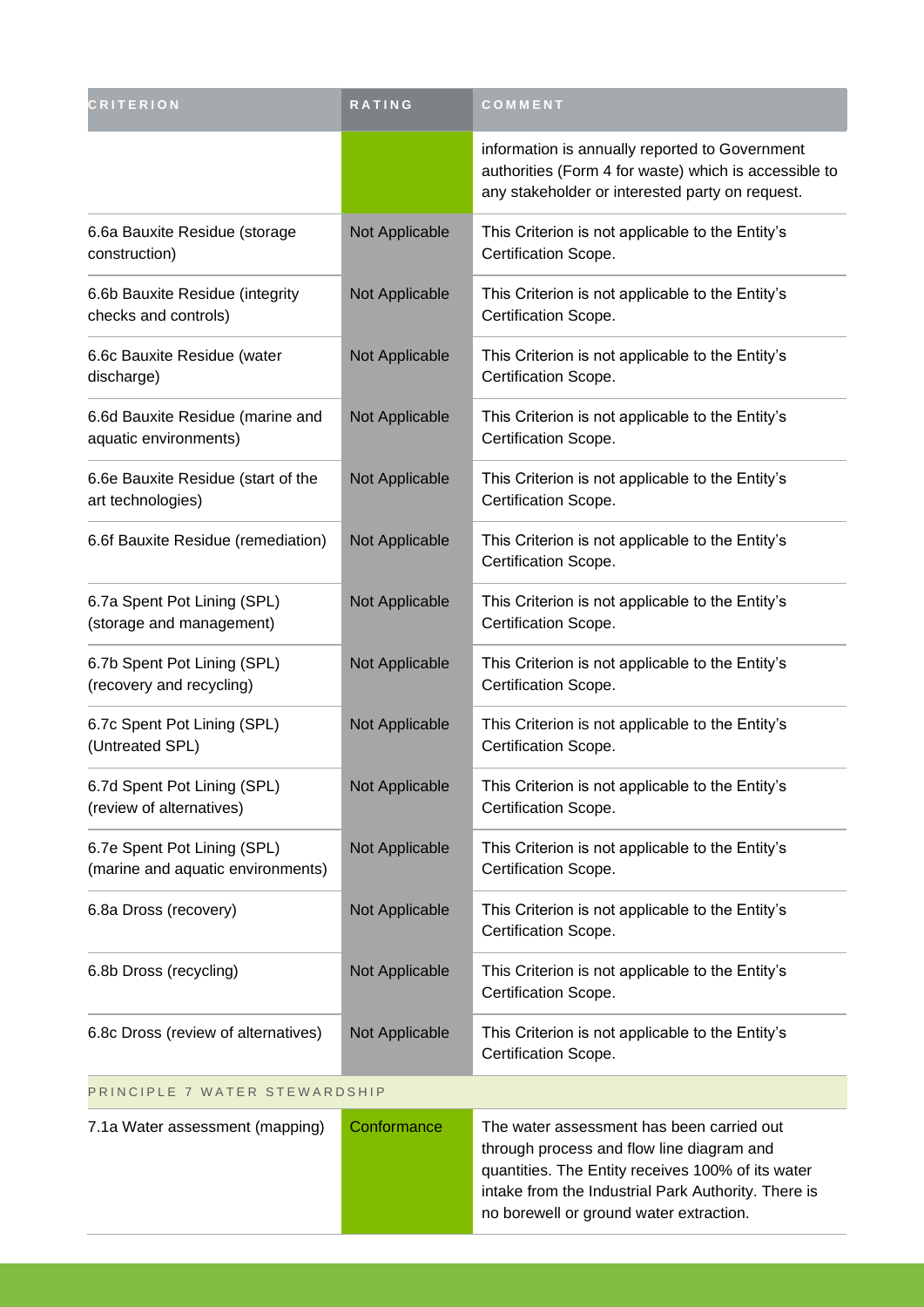| CRITERION | RATING | COMMENT |
| --- | --- | --- |
| | | information is annually reported to Government authorities (Form 4 for waste) which is accessible to any stakeholder or interested party on request. |
| 6.6a Bauxite Residue (storage construction) | Not Applicable | This Criterion is not applicable to the Entity's Certification Scope. |
| 6.6b Bauxite Residue (integrity checks and controls) | Not Applicable | This Criterion is not applicable to the Entity's Certification Scope. |
| 6.6c Bauxite Residue (water discharge) | Not Applicable | This Criterion is not applicable to the Entity's Certification Scope. |
| 6.6d Bauxite Residue (marine and aquatic environments) | Not Applicable | This Criterion is not applicable to the Entity's Certification Scope. |
| 6.6e Bauxite Residue (start of the art technologies) | Not Applicable | This Criterion is not applicable to the Entity's Certification Scope. |
| 6.6f Bauxite Residue (remediation) | Not Applicable | This Criterion is not applicable to the Entity's Certification Scope. |
| 6.7a Spent Pot Lining (SPL) (storage and management) | Not Applicable | This Criterion is not applicable to the Entity's Certification Scope. |
| 6.7b Spent Pot Lining (SPL) (recovery and recycling) | Not Applicable | This Criterion is not applicable to the Entity's Certification Scope. |
| 6.7c Spent Pot Lining (SPL) (Untreated SPL) | Not Applicable | This Criterion is not applicable to the Entity's Certification Scope. |
| 6.7d Spent Pot Lining (SPL) (review of alternatives) | Not Applicable | This Criterion is not applicable to the Entity's Certification Scope. |
| 6.7e Spent Pot Lining (SPL) (marine and aquatic environments) | Not Applicable | This Criterion is not applicable to the Entity's Certification Scope. |
| 6.8a Dross (recovery) | Not Applicable | This Criterion is not applicable to the Entity's Certification Scope. |
| 6.8b Dross (recycling) | Not Applicable | This Criterion is not applicable to the Entity's Certification Scope. |
| 6.8c Dross (review of alternatives) | Not Applicable | This Criterion is not applicable to the Entity's Certification Scope. |
| PRINCIPLE 7 WATER STEWARDSHIP | | |
| 7.1a Water assessment (mapping) | Conformance | The water assessment has been carried out through process and flow line diagram and quantities. The Entity receives 100% of its water intake from the Industrial Park Authority. There is no borewell or ground water extraction. |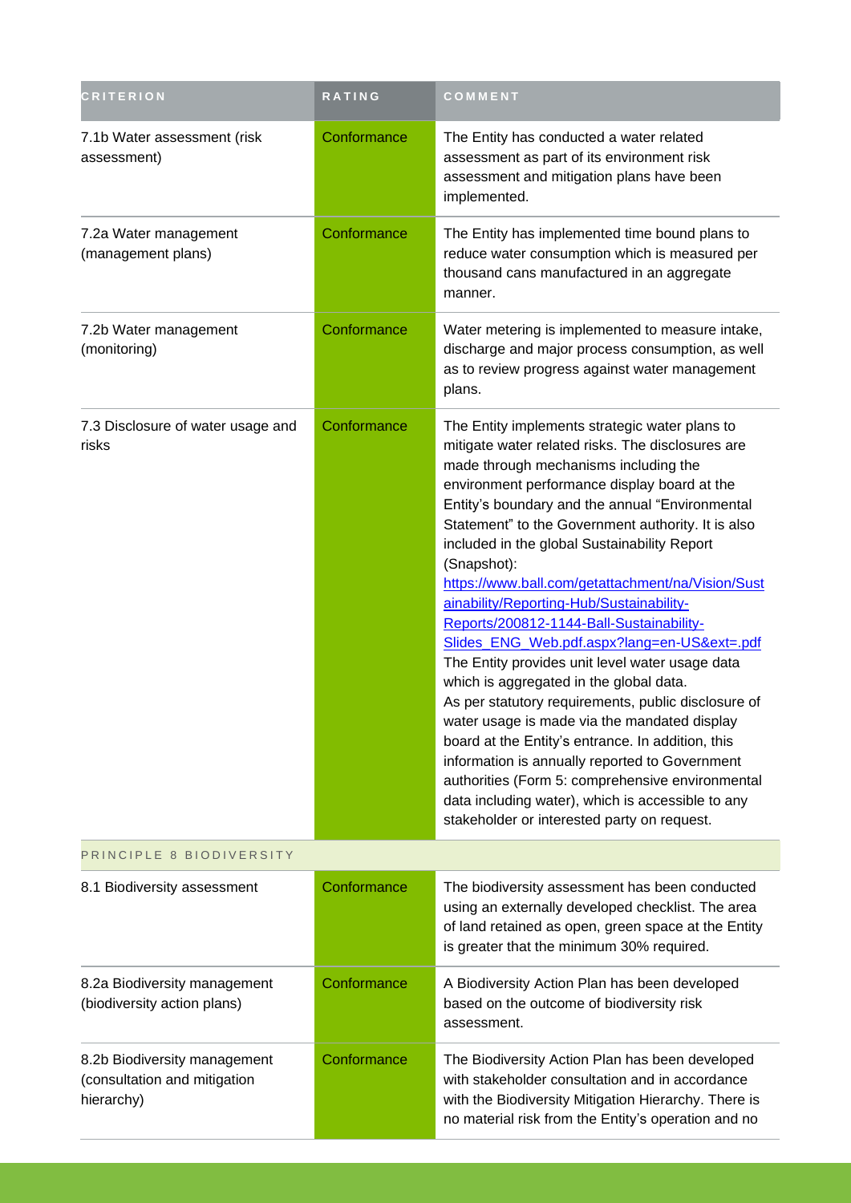| CRITERION | RATING | COMMENT |
| --- | --- | --- |
| 7.1b Water assessment (risk assessment) | Conformance | The Entity has conducted a water related assessment as part of its environment risk assessment and mitigation plans have been implemented. |
| 7.2a Water management (management plans) | Conformance | The Entity has implemented time bound plans to reduce water consumption which is measured per thousand cans manufactured in an aggregate manner. |
| 7.2b Water management (monitoring) | Conformance | Water metering is implemented to measure intake, discharge and major process consumption, as well as to review progress against water management plans. |
| 7.3 Disclosure of water usage and risks | Conformance | The Entity implements strategic water plans to mitigate water related risks. The disclosures are made through mechanisms including the environment performance display board at the Entity's boundary and the annual "Environmental Statement" to the Government authority. It is also included in the global Sustainability Report (Snapshot): https://www.ball.com/getattachment/na/Vision/Sustainability/Reporting-Hub/Sustainability-Reports/200812-1144-Ball-Sustainability-Slides_ENG_Web.pdf.aspx?lang=en-US&ext=.pdf The Entity provides unit level water usage data which is aggregated in the global data. As per statutory requirements, public disclosure of water usage is made via the mandated display board at the Entity's entrance. In addition, this information is annually reported to Government authorities (Form 5: comprehensive environmental data including water), which is accessible to any stakeholder or interested party on request. |
| PRINCIPLE 8 BIODIVERSITY | | |
| 8.1 Biodiversity assessment | Conformance | The biodiversity assessment has been conducted using an externally developed checklist. The area of land retained as open, green space at the Entity is greater that the minimum 30% required. |
| 8.2a Biodiversity management (biodiversity action plans) | Conformance | A Biodiversity Action Plan has been developed based on the outcome of biodiversity risk assessment. |
| 8.2b Biodiversity management (consultation and mitigation hierarchy) | Conformance | The Biodiversity Action Plan has been developed with stakeholder consultation and in accordance with the Biodiversity Mitigation Hierarchy. There is no material risk from the Entity's operation and no |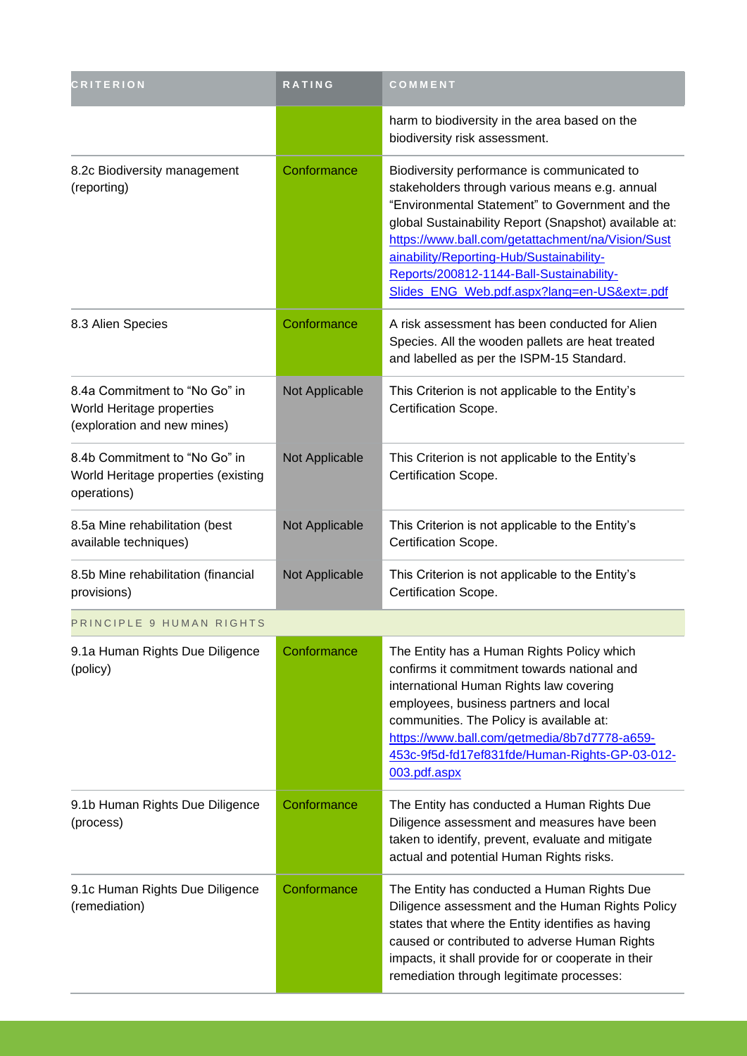| CRITERION | RATING | COMMENT |
|---|---|---|
| | | harm to biodiversity in the area based on the biodiversity risk assessment. |
| 8.2c Biodiversity management (reporting) | Conformance | Biodiversity performance is communicated to stakeholders through various means e.g. annual “Environmental Statement” to Government and the global Sustainability Report (Snapshot) available at: https://www.ball.com/getattachment/na/Vision/Sustainability/Reporting-Hub/Sustainability-Reports/200812-1144-Ball-Sustainability-Slides_ENG_Web.pdf.aspx?lang=en-US&ext=.pdf |
| 8.3 Alien Species | Conformance | A risk assessment has been conducted for Alien Species. All the wooden pallets are heat treated and labelled as per the ISPM-15 Standard. |
| 8.4a Commitment to “No Go” in World Heritage properties (exploration and new mines) | Not Applicable | This Criterion is not applicable to the Entity’s Certification Scope. |
| 8.4b Commitment to “No Go” in World Heritage properties (existing operations) | Not Applicable | This Criterion is not applicable to the Entity’s Certification Scope. |
| 8.5a Mine rehabilitation (best available techniques) | Not Applicable | This Criterion is not applicable to the Entity’s Certification Scope. |
| 8.5b Mine rehabilitation (financial provisions) | Not Applicable | This Criterion is not applicable to the Entity’s Certification Scope. |
| PRINCIPLE 9 HUMAN RIGHTS | | |
| 9.1a Human Rights Due Diligence (policy) | Conformance | The Entity has a Human Rights Policy which confirms it commitment towards national and international Human Rights law covering employees, business partners and local communities. The Policy is available at: https://www.ball.com/getmedia/8b7d7778-a659-453c-9f5d-fd17ef831fde/Human-Rights-GP-03-012-003.pdf.aspx |
| 9.1b Human Rights Due Diligence (process) | Conformance | The Entity has conducted a Human Rights Due Diligence assessment and measures have been taken to identify, prevent, evaluate and mitigate actual and potential Human Rights risks. |
| 9.1c Human Rights Due Diligence (remediation) | Conformance | The Entity has conducted a Human Rights Due Diligence assessment and the Human Rights Policy states that where the Entity identifies as having caused or contributed to adverse Human Rights impacts, it shall provide for or cooperate in their remediation through legitimate processes: |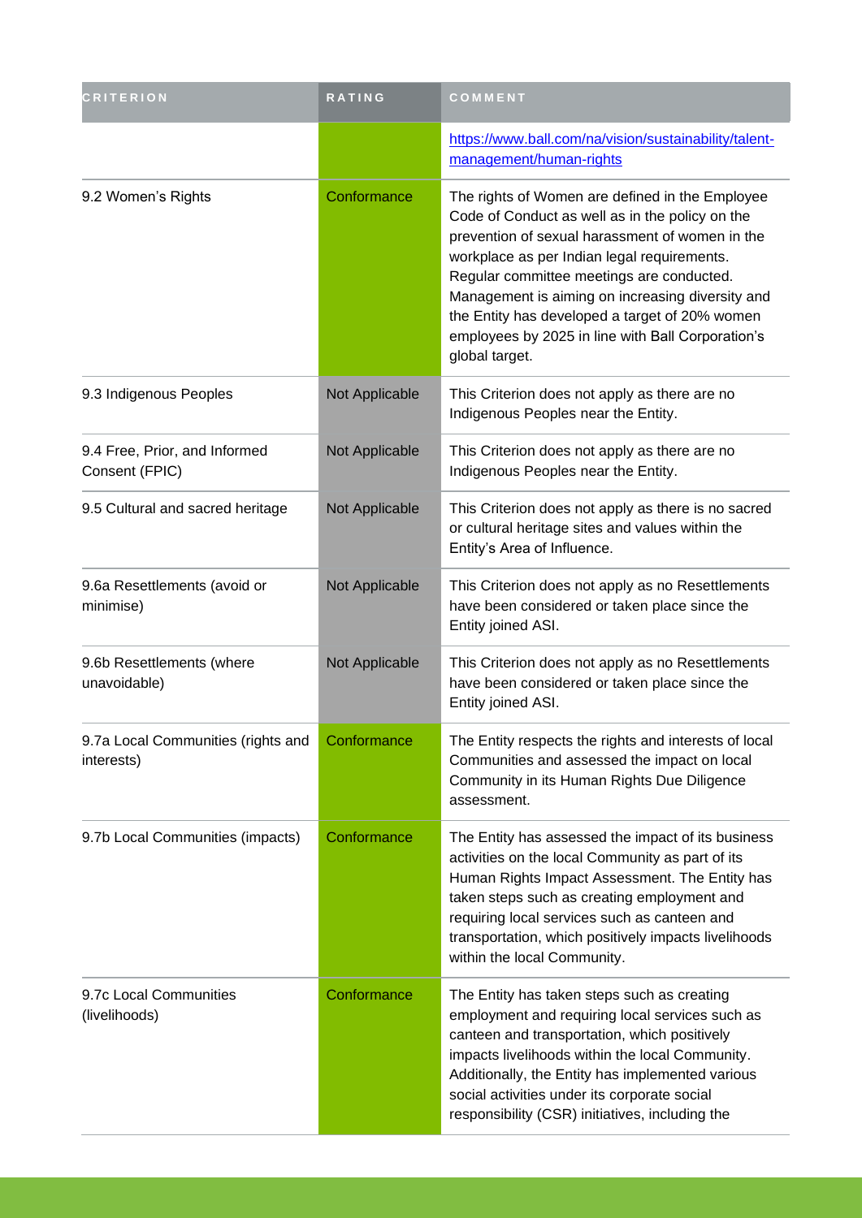| CRITERION | RATING | COMMENT |
| --- | --- | --- |
| | | https://www.ball.com/na/vision/sustainability/talent-management/human-rights |
| 9.2 Women's Rights | Conformance | The rights of Women are defined in the Employee Code of Conduct as well as in the policy on the prevention of sexual harassment of women in the workplace as per Indian legal requirements. Regular committee meetings are conducted. Management is aiming on increasing diversity and the Entity has developed a target of 20% women employees by 2025 in line with Ball Corporation's global target. |
| 9.3 Indigenous Peoples | Not Applicable | This Criterion does not apply as there are no Indigenous Peoples near the Entity. |
| 9.4 Free, Prior, and Informed Consent (FPIC) | Not Applicable | This Criterion does not apply as there are no Indigenous Peoples near the Entity. |
| 9.5 Cultural and sacred heritage | Not Applicable | This Criterion does not apply as there is no sacred or cultural heritage sites and values within the Entity's Area of Influence. |
| 9.6a Resettlements (avoid or minimise) | Not Applicable | This Criterion does not apply as no Resettlements have been considered or taken place since the Entity joined ASI. |
| 9.6b Resettlements (where unavoidable) | Not Applicable | This Criterion does not apply as no Resettlements have been considered or taken place since the Entity joined ASI. |
| 9.7a Local Communities (rights and interests) | Conformance | The Entity respects the rights and interests of local Communities and assessed the impact on local Community in its Human Rights Due Diligence assessment. |
| 9.7b Local Communities (impacts) | Conformance | The Entity has assessed the impact of its business activities on the local Community as part of its Human Rights Impact Assessment. The Entity has taken steps such as creating employment and requiring local services such as canteen and transportation, which positively impacts livelihoods within the local Community. |
| 9.7c Local Communities (livelihoods) | Conformance | The Entity has taken steps such as creating employment and requiring local services such as canteen and transportation, which positively impacts livelihoods within the local Community. Additionally, the Entity has implemented various social activities under its corporate social responsibility (CSR) initiatives, including the |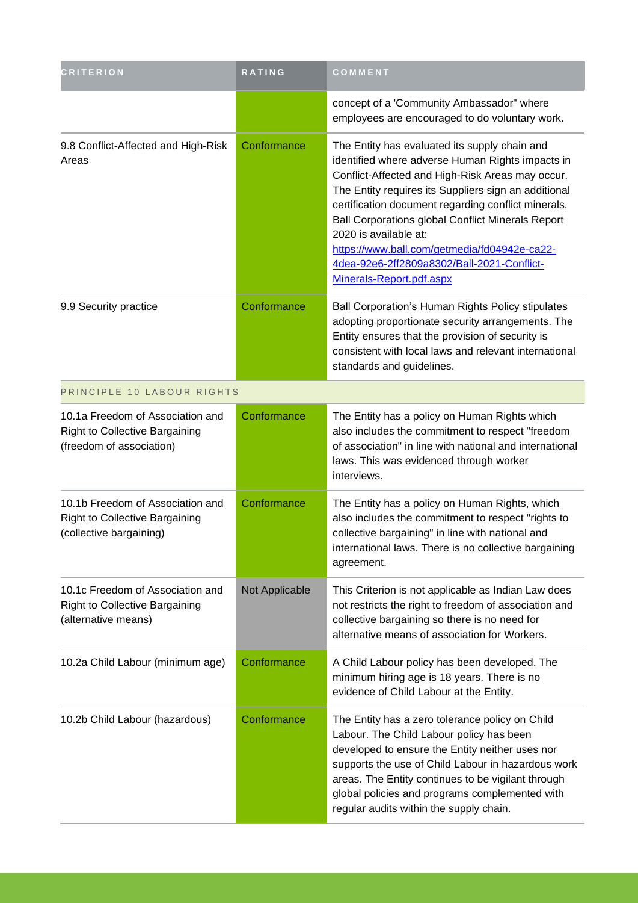| CRITERION | RATING | COMMENT |
| --- | --- | --- |
| | | concept of a 'Community Ambassador" where employees are encouraged to do voluntary work. |
| 9.8 Conflict-Affected and High-Risk Areas | Conformance | The Entity has evaluated its supply chain and identified where adverse Human Rights impacts in Conflict-Affected and High-Risk Areas may occur. The Entity requires its Suppliers sign an additional certification document regarding conflict minerals. Ball Corporations global Conflict Minerals Report 2020 is available at: [https://www.ball.com/getmedia/fd04942e-ca22-4dea-92e6-2ff2809a8302/Ball-2021-Conflict-Minerals-Report.pdf.aspx](https://www.ball.com/getmedia/fd04942e-ca22-4dea-92e6-2ff2809a8302/Ball-2021-Conflict-Minerals-Report.pdf.aspx) |
| 9.9 Security practice | Conformance | Ball Corporation's Human Rights Policy stipulates adopting proportionate security arrangements. The Entity ensures that the provision of security is consistent with local laws and relevant international standards and guidelines. |
| PRINCIPLE 10 LABOUR RIGHTS | | |
| 10.1a Freedom of Association and Right to Collective Bargaining (freedom of association) | Conformance | The Entity has a policy on Human Rights which also includes the commitment to respect "freedom of association" in line with national and international laws. This was evidenced through worker interviews. |
| 10.1b Freedom of Association and Right to Collective Bargaining (collective bargaining) | Conformance | The Entity has a policy on Human Rights, which also includes the commitment to respect "rights to collective bargaining" in line with national and international laws. There is no collective bargaining agreement. |
| 10.1c Freedom of Association and Right to Collective Bargaining (alternative means) | Not Applicable | This Criterion is not applicable as Indian Law does not restricts the right to freedom of association and collective bargaining so there is no need for alternative means of association for Workers. |
| 10.2a Child Labour (minimum age) | Conformance | A Child Labour policy has been developed. The minimum hiring age is 18 years. There is no evidence of Child Labour at the Entity. |
| 10.2b Child Labour (hazardous) | Conformance | The Entity has a zero tolerance policy on Child Labour. The Child Labour policy has been developed to ensure the Entity neither uses nor supports the use of Child Labour in hazardous work areas. The Entity continues to be vigilant through global policies and programs complemented with regular audits within the supply chain. |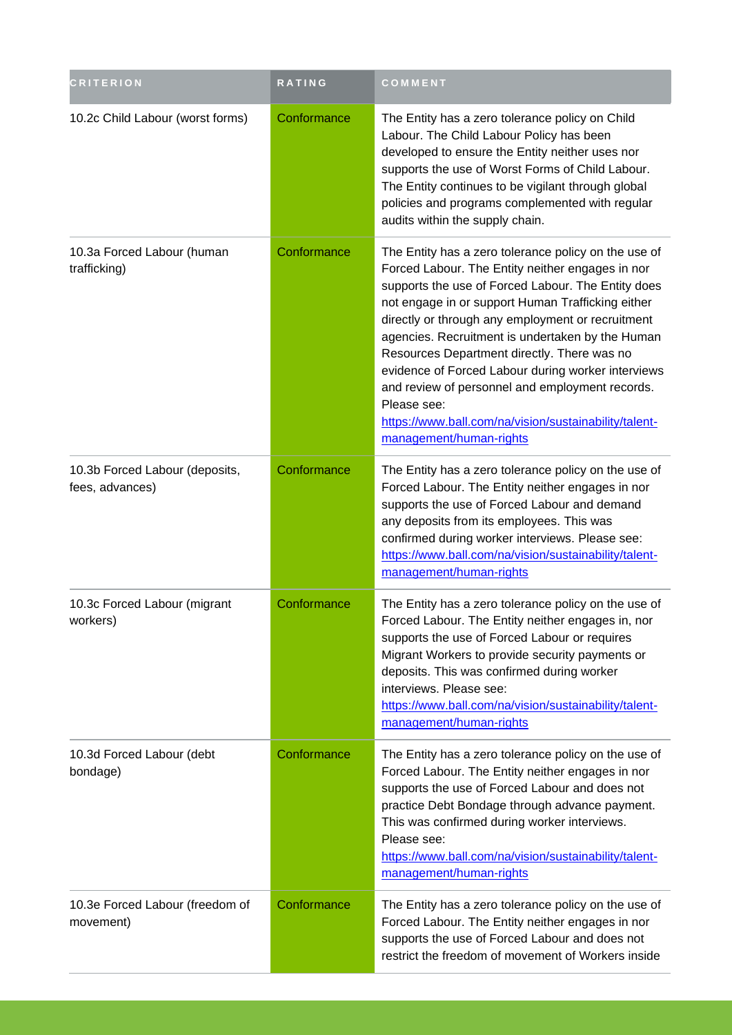| CRITERION | RATING | COMMENT |
| --- | --- | --- |
| 10.2c Child Labour (worst forms) | Conformance | The Entity has a zero tolerance policy on Child Labour. The Child Labour Policy has been developed to ensure the Entity neither uses nor supports the use of Worst Forms of Child Labour. The Entity continues to be vigilant through global policies and programs complemented with regular audits within the supply chain. |
| 10.3a Forced Labour (human trafficking) | Conformance | The Entity has a zero tolerance policy on the use of Forced Labour. The Entity neither engages in nor supports the use of Forced Labour. The Entity does not engage in or support Human Trafficking either directly or through any employment or recruitment agencies. Recruitment is undertaken by the Human Resources Department directly. There was no evidence of Forced Labour during worker interviews and review of personnel and employment records. Please see: https://www.ball.com/na/vision/sustainability/talent-management/human-rights |
| 10.3b Forced Labour (deposits, fees, advances) | Conformance | The Entity has a zero tolerance policy on the use of Forced Labour. The Entity neither engages in nor supports the use of Forced Labour and demand any deposits from its employees. This was confirmed during worker interviews. Please see: https://www.ball.com/na/vision/sustainability/talent-management/human-rights |
| 10.3c Forced Labour (migrant workers) | Conformance | The Entity has a zero tolerance policy on the use of Forced Labour. The Entity neither engages in, nor supports the use of Forced Labour or requires Migrant Workers to provide security payments or deposits. This was confirmed during worker interviews. Please see: https://www.ball.com/na/vision/sustainability/talent-management/human-rights |
| 10.3d Forced Labour (debt bondage) | Conformance | The Entity has a zero tolerance policy on the use of Forced Labour. The Entity neither engages in nor supports the use of Forced Labour and does not practice Debt Bondage through advance payment. This was confirmed during worker interviews. Please see: https://www.ball.com/na/vision/sustainability/talent-management/human-rights |
| 10.3e Forced Labour (freedom of movement) | Conformance | The Entity has a zero tolerance policy on the use of Forced Labour. The Entity neither engages in nor supports the use of Forced Labour and does not restrict the freedom of movement of Workers inside |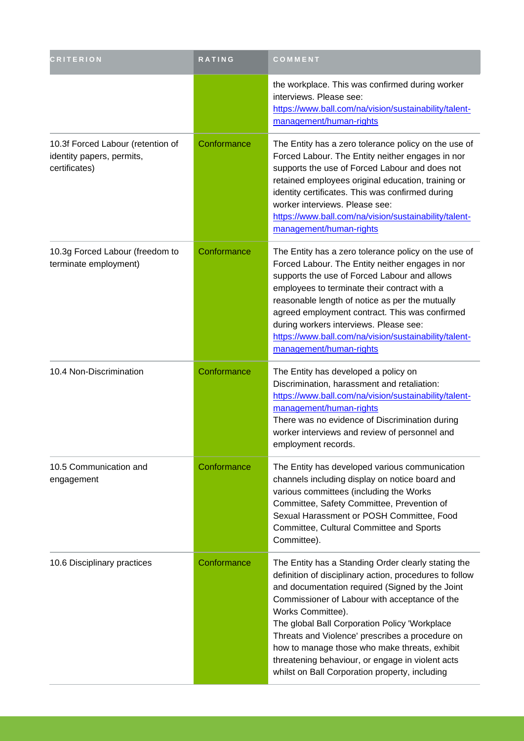| CRITERION | RATING | COMMENT |
| --- | --- | --- |
| | | the workplace. This was confirmed during worker interviews. Please see: https://www.ball.com/na/vision/sustainability/talent-management/human-rights |
| 10.3f Forced Labour (retention of identity papers, permits, certificates) | Conformance | The Entity has a zero tolerance policy on the use of Forced Labour. The Entity neither engages in nor supports the use of Forced Labour and does not retained employees original education, training or identity certificates. This was confirmed during worker interviews. Please see: https://www.ball.com/na/vision/sustainability/talent-management/human-rights |
| 10.3g Forced Labour (freedom to terminate employment) | Conformance | The Entity has a zero tolerance policy on the use of Forced Labour. The Entity neither engages in nor supports the use of Forced Labour and allows employees to terminate their contract with a reasonable length of notice as per the mutually agreed employment contract. This was confirmed during workers interviews. Please see: https://www.ball.com/na/vision/sustainability/talent-management/human-rights |
| 10.4 Non-Discrimination | Conformance | The Entity has developed a policy on Discrimination, harassment and retaliation: https://www.ball.com/na/vision/sustainability/talent-management/human-rights<br>There was no evidence of Discrimination during worker interviews and review of personnel and employment records. |
| 10.5 Communication and engagement | Conformance | The Entity has developed various communication channels including display on notice board and various committees (including the Works Committee, Safety Committee, Prevention of Sexual Harassment or POSH Committee, Food Committee, Cultural Committee and Sports Committee). |
| 10.6 Disciplinary practices | Conformance | The Entity has a Standing Order clearly stating the definition of disciplinary action, procedures to follow and documentation required (Signed by the Joint Commissioner of Labour with acceptance of the Works Committee).<br>The global Ball Corporation Policy 'Workplace Threats and Violence' prescribes a procedure on how to manage those who make threats, exhibit threatening behaviour, or engage in violent acts whilst on Ball Corporation property, including |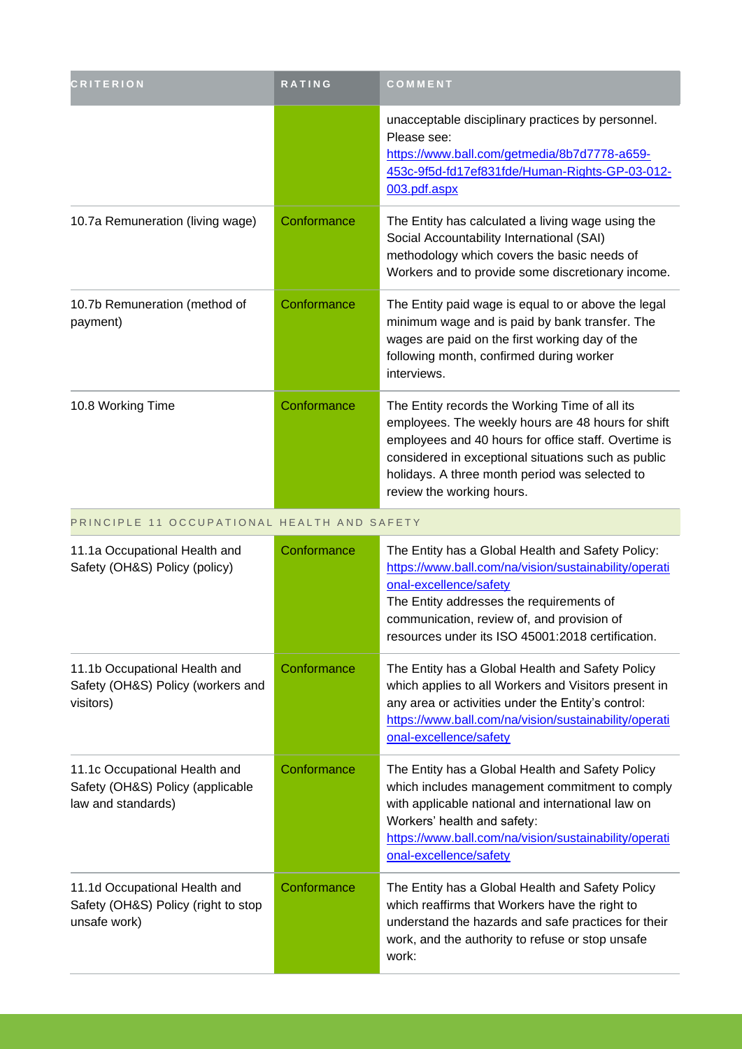| CRITERION | RATING | COMMENT |
|---|---|---|
| | | unacceptable disciplinary practices by personnel. Please see: https://www.ball.com/getmedia/8b7d7778-a659-453c-9f5d-fd17ef831fde/Human-Rights-GP-03-012-003.pdf.aspx |
| 10.7a Remuneration (living wage) | Conformance | The Entity has calculated a living wage using the Social Accountability International (SAI) methodology which covers the basic needs of Workers and to provide some discretionary income. |
| 10.7b Remuneration (method of payment) | Conformance | The Entity paid wage is equal to or above the legal minimum wage and is paid by bank transfer. The wages are paid on the first working day of the following month, confirmed during worker interviews. |
| 10.8 Working Time | Conformance | The Entity records the Working Time of all its employees. The weekly hours are 48 hours for shift employees and 40 hours for office staff. Overtime is considered in exceptional situations such as public holidays. A three month period was selected to review the working hours. |
| **PRINCIPLE 11 OCCUPATIONAL HEALTH AND SAFETY** | | |
| 11.1a Occupational Health and Safety (OH&S) Policy (policy) | Conformance | The Entity has a Global Health and Safety Policy: https://www.ball.com/na/vision/sustainability/operational-excellence/safety The Entity addresses the requirements of communication, review of, and provision of resources under its ISO 45001:2018 certification. |
| 11.1b Occupational Health and Safety (OH&S) Policy (workers and visitors) | Conformance | The Entity has a Global Health and Safety Policy which applies to all Workers and Visitors present in any area or activities under the Entity's control: https://www.ball.com/na/vision/sustainability/operational-excellence/safety |
| 11.1c Occupational Health and Safety (OH&S) Policy (applicable law and standards) | Conformance | The Entity has a Global Health and Safety Policy which includes management commitment to comply with applicable national and international law on Workers' health and safety: https://www.ball.com/na/vision/sustainability/operational-excellence/safety |
| 11.1d Occupational Health and Safety (OH&S) Policy (right to stop unsafe work) | Conformance | The Entity has a Global Health and Safety Policy which reaffirms that Workers have the right to understand the hazards and safe practices for their work, and the authority to refuse or stop unsafe work: |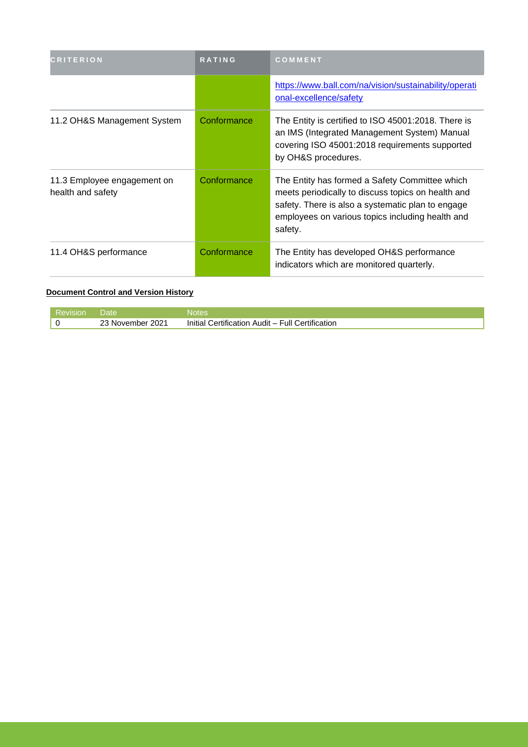| CRITERION | RATING | COMMENT |
|---|---|---|
| | | https://www.ball.com/na/vision/sustainability/operational-excellence/safety |
| 11.2 OH&S Management System | Conformance | The Entity is certified to ISO 45001:2018. There is an IMS (Integrated Management System) Manual covering ISO 45001:2018 requirements supported by OH&S procedures. |
| 11.3 Employee engagement on health and safety | Conformance | The Entity has formed a Safety Committee which meets periodically to discuss topics on health and safety. There is also a systematic plan to engage employees on various topics including health and safety. |
| 11.4 OH&S performance | Conformance | The Entity has developed OH&S performance indicators which are monitored quarterly. |

**Document Control and Version History**

| Revision | Date | Notes |
|---|---|---|
| 0 | 23 November 2021 | Initial Certification Audit – Full Certification |